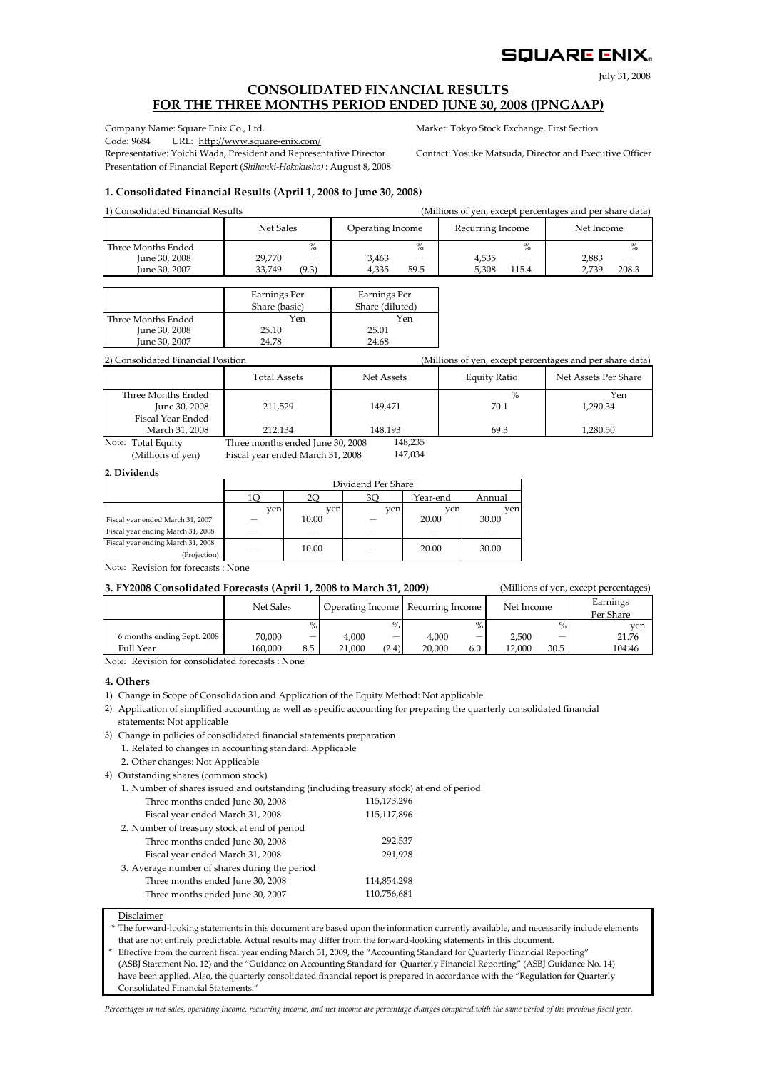SQUARE ENIX.

July 31, 2008

# CONSOLIDATED FINANCIAL RESULTS FOR THE THREE MONTHS PERIOD ENDED JUNE 30, 2008 (JPNGAAP)

Company Name: Square Enix Co., Ltd. Market: Tokyo Stock Exchange, First Section
Code: 9684 URL: http://www.square-enix.com/
Representative: Yoichi Wada, President and Representative Director Contact: Yosuke Matsuda, Director and Executive Officer
Presentation of Financial Report (*Shihanki-Hokokusho*) : August 8, 2008

## 1. Consolidated Financial Results (April 1, 2008 to June 30, 2008)

1) Consolidated Financial Results (Millions of yen, except percentages and per share data)

| | Net Sales | | Operating Income | | Recurring Income | | Net Income | |
|---|---|---|---|---|---|---|---|---|
| Three Months Ended | | % | | % | | % | | % |
| June 30, 2008 | 29,770 | — | 3,463 | — | 4,535 | — | 2,883 | — |
| June 30, 2007 | 33,749 | (9.3) | 4,335 | 59.5 | 5,308 | 115.4 | 2,739 | 208.3 |

| | Earnings Per Share (basic) | Earnings Per Share (diluted) |
|---|---|---|
| Three Months Ended | Yen | Yen |
| June 30, 2008 | 25.10 | 25.01 |
| June 30, 2007 | 24.78 | 24.68 |

2) Consolidated Financial Position (Millions of yen, except percentages and per share data)

| | Total Assets | Net Assets | Equity Ratio | Net Assets Per Share |
|---|---|---|---|---|
| Three Months Ended | | | % | Yen |
| June 30, 2008 | 211,529 | 149,471 | 70.1 | 1,290.34 |
| Fiscal Year Ended | | | | |
| March 31, 2008 | 212,134 | 148,193 | 69.3 | 1,280.50 |

Note: Total Equity (Millions of yen)
Three months ended June 30, 2008: 148,235
Fiscal year ended March 31, 2008: 147,034

## 2. Dividends

| | Dividend Per Share | | | | |
|---|---|---|---|---|---|
| | 1Q | 2Q | 3Q | Year-end | Annual |
| | yen | yen | yen | yen | yen |
| Fiscal year ended March 31, 2007 | — | 10.00 | — | 20.00 | 30.00 |
| Fiscal year ending March 31, 2008 | — | — | — | — | — |
| Fiscal year ending March 31, 2008 (Projection) | — | 10.00 | — | 20.00 | 30.00 |

Note: Revision for forecasts : None

## 3. FY2008 Consolidated Forecasts (April 1, 2008 to March 31, 2009)

(Millions of yen, except percentages)

| | Net Sales | | Operating Income | | Recurring Income | | Net Income | | Earnings Per Share |
|---|---|---|---|---|---|---|---|---|---|
| | | % | | % | | % | | % | yen |
| 6 months ending Sept. 2008 | 70,000 | — | 4,000 | — | 4,000 | — | 2,500 | — | 21.76 |
| Full Year | 160,000 | 8.5 | 21,000 | (2.4) | 20,000 | 6.0 | 12,000 | 30.5 | 104.46 |

Note: Revision for consolidated forecasts : None

## 4. Others

1) Change in Scope of Consolidation and Application of the Equity Method: Not applicable
2) Application of simplified accounting as well as specific accounting for preparing the quarterly consolidated financial statements: Not applicable
3) Change in policies of consolidated financial statements preparation
   1. Related to changes in accounting standard: Applicable
   2. Other changes: Not Applicable
4) Outstanding shares (common stock)
   1. Number of shares issued and outstanding (including treasury stock) at end of period
      - Three months ended June 30, 2008: 115,173,296
      - Fiscal year ended March 31, 2008: 115,117,896
   2. Number of treasury stock at end of period
      - Three months ended June 30, 2008: 292,537
      - Fiscal year ended March 31, 2008: 291,928
   3. Average number of shares during the period
      - Three months ended June 30, 2008: 114,854,298
      - Three months ended June 30, 2007: 110,756,681

Disclaimer

* The forward-looking statements in this document are based upon the information currently available, and necessarily include elements that are not entirely predictable. Actual results may differ from the forward-looking statements in this document.
* Effective from the current fiscal year ending March 31, 2009, the "Accounting Standard for Quarterly Financial Reporting" (ASBJ Statement No. 12) and the "Guidance on Accounting Standard for Quarterly Financial Reporting" (ASBJ Guidance No. 14) have been applied. Also, the quarterly consolidated financial report is prepared in accordance with the "Regulation for Quarterly Consolidated Financial Statements."

*Percentages in net sales, operating income, recurring income, and net income are percentage changes compared with the same period of the previous fiscal year.*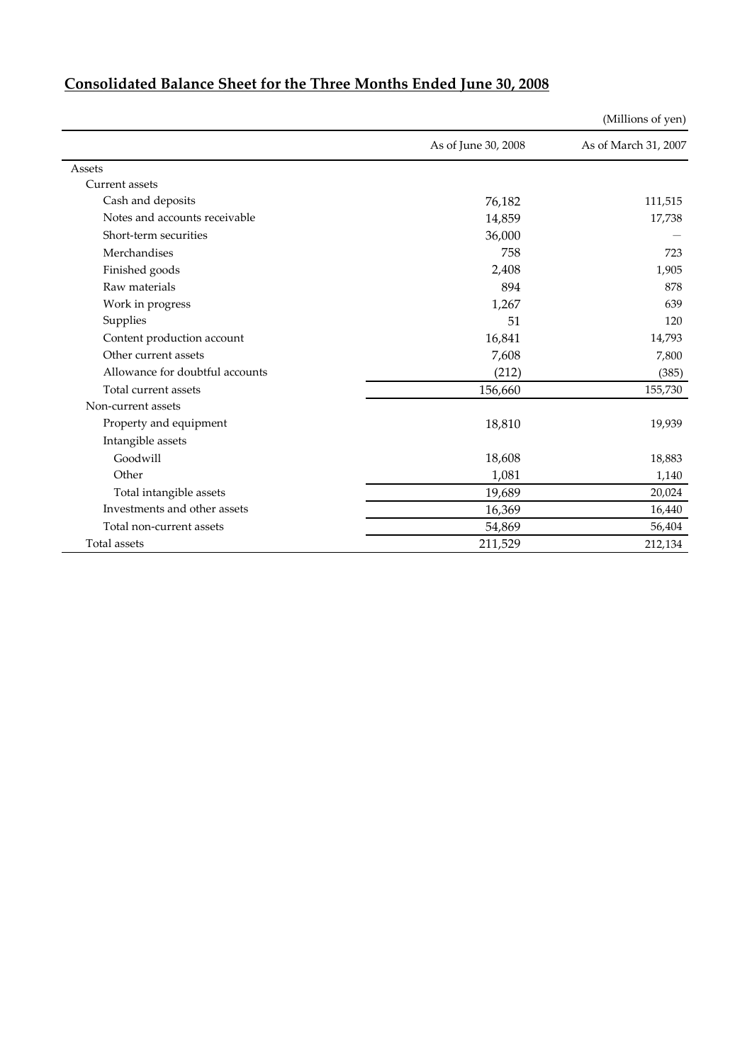## Consolidated Balance Sheet for the Three Months Ended June 30, 2008

(Millions of yen)

| | As of June 30, 2008 | As of March 31, 2007 |
|---|---|---|
| Assets | | |
| Current assets | | |
| Cash and deposits | 76,182 | 111,515 |
| Notes and accounts receivable | 14,859 | 17,738 |
| Short-term securities | 36,000 | — |
| Merchandises | 758 | 723 |
| Finished goods | 2,408 | 1,905 |
| Raw materials | 894 | 878 |
| Work in progress | 1,267 | 639 |
| Supplies | 51 | 120 |
| Content production account | 16,841 | 14,793 |
| Other current assets | 7,608 | 7,800 |
| Allowance for doubtful accounts | (212) | (385) |
| Total current assets | 156,660 | 155,730 |
| Non-current assets | | |
| Property and equipment | 18,810 | 19,939 |
| Intangible assets | | |
| Goodwill | 18,608 | 18,883 |
| Other | 1,081 | 1,140 |
| Total intangible assets | 19,689 | 20,024 |
| Investments and other assets | 16,369 | 16,440 |
| Total non-current assets | 54,869 | 56,404 |
| Total assets | 211,529 | 212,134 |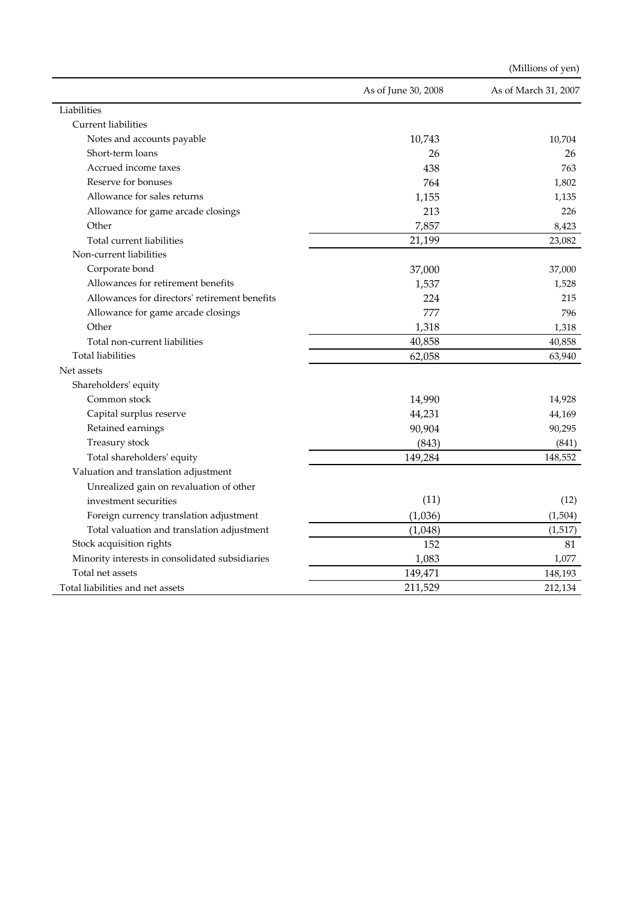(Millions of yen)

| | As of June 30, 2008 | As of March 31, 2007 |
|---|---|---|
| Liabilities | | |
| Current liabilities | | |
| Notes and accounts payable | 10,743 | 10,704 |
| Short-term loans | 26 | 26 |
| Accrued income taxes | 438 | 763 |
| Reserve for bonuses | 764 | 1,802 |
| Allowance for sales returns | 1,155 | 1,135 |
| Allowance for game arcade closings | 213 | 226 |
| Other | 7,857 | 8,423 |
| Total current liabilities | 21,199 | 23,082 |
| Non-current liabilities | | |
| Corporate bond | 37,000 | 37,000 |
| Allowances for retirement benefits | 1,537 | 1,528 |
| Allowances for directors' retirement benefits | 224 | 215 |
| Allowance for game arcade closings | 777 | 796 |
| Other | 1,318 | 1,318 |
| Total non-current liabilities | 40,858 | 40,858 |
| Total liabilities | 62,058 | 63,940 |
| Net assets | | |
| Shareholders' equity | | |
| Common stock | 14,990 | 14,928 |
| Capital surplus reserve | 44,231 | 44,169 |
| Retained earnings | 90,904 | 90,295 |
| Treasury stock | (843) | (841) |
| Total shareholders' equity | 149,284 | 148,552 |
| Valuation and translation adjustment | | |
| Unrealized gain on revaluation of other investment securities | (11) | (12) |
| Foreign currency translation adjustment | (1,036) | (1,504) |
| Total valuation and translation adjustment | (1,048) | (1,517) |
| Stock acquisition rights | 152 | 81 |
| Minority interests in consolidated subsidiaries | 1,083 | 1,077 |
| Total net assets | 149,471 | 148,193 |
| Total liabilities and net assets | 211,529 | 212,134 |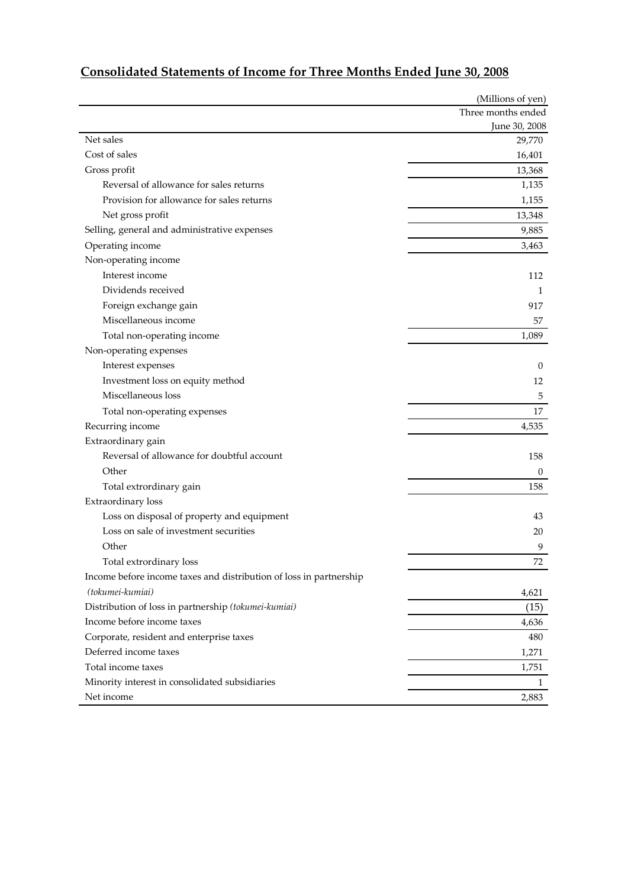## Consolidated Statements of Income for Three Months Ended June 30, 2008

| | (Millions of yen) |
|---|---|
| | Three months ended June 30, 2008 |
| Net sales | 29,770 |
| Cost of sales | 16,401 |
| Gross profit | 13,368 |
| Reversal of allowance for sales returns | 1,135 |
| Provision for allowance for sales returns | 1,155 |
| Net gross profit | 13,348 |
| Selling, general and administrative expenses | 9,885 |
| Operating income | 3,463 |
| Non-operating income | |
| Interest income | 112 |
| Dividends received | 1 |
| Foreign exchange gain | 917 |
| Miscellaneous income | 57 |
| Total non-operating income | 1,089 |
| Non-operating expenses | |
| Interest expenses | 0 |
| Investment loss on equity method | 12 |
| Miscellaneous loss | 5 |
| Total non-operating expenses | 17 |
| Recurring income | 4,535 |
| Extraordinary gain | |
| Reversal of allowance for doubtful account | 158 |
| Other | 0 |
| Total extrordinary gain | 158 |
| Extraordinary loss | |
| Loss on disposal of property and equipment | 43 |
| Loss on sale of investment securities | 20 |
| Other | 9 |
| Total extrordinary loss | 72 |
| Income before income taxes and distribution of loss in partnership *(tokumei-kumiai)* | 4,621 |
| Distribution of loss in partnership *(tokumei-kumiai)* | (15) |
| Income before income taxes | 4,636 |
| Corporate, resident and enterprise taxes | 480 |
| Deferred income taxes | 1,271 |
| Total income taxes | 1,751 |
| Minority interest in consolidated subsidiaries | 1 |
| Net income | 2,883 |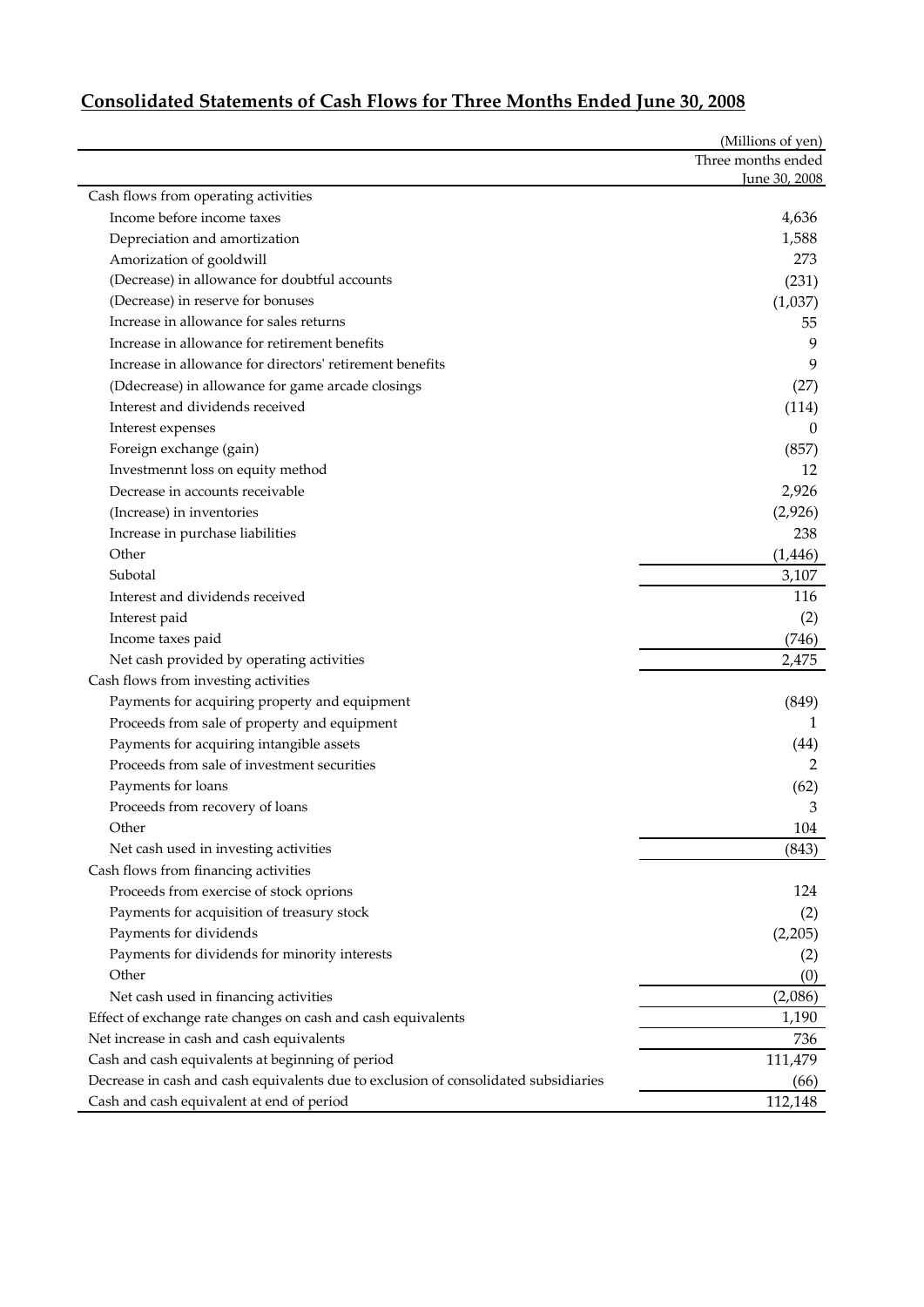## Consolidated Statements of Cash Flows for Three Months Ended June 30, 2008

| | (Millions of yen) |
|---|---|
| | Three months ended June 30, 2008 |
| Cash flows from operating activities | |
| Income before income taxes | 4,636 |
| Depreciation and amortization | 1,588 |
| Amorization of gooldwill | 273 |
| (Decrease) in allowance for doubtful accounts | (231) |
| (Decrease) in reserve for bonuses | (1,037) |
| Increase in allowance for sales returns | 55 |
| Increase in allowance for retirement benefits | 9 |
| Increase in allowance for directors' retirement benefits | 9 |
| (Ddecrease) in allowance for game arcade closings | (27) |
| Interest and dividends received | (114) |
| Interest expenses | 0 |
| Foreign exchange (gain) | (857) |
| Investmennt loss on equity method | 12 |
| Decrease in accounts receivable | 2,926 |
| (Increase) in inventories | (2,926) |
| Increase in purchase liabilities | 238 |
| Other | (1,446) |
| Subotal | 3,107 |
| Interest and dividends received | 116 |
| Interest paid | (2) |
| Income taxes paid | (746) |
| Net cash provided by operating activities | 2,475 |
| Cash flows from investing activities | |
| Payments for acquiring property and equipment | (849) |
| Proceeds from sale of property and equipment | 1 |
| Payments for acquiring intangible assets | (44) |
| Proceeds from sale of investment securities | 2 |
| Payments for loans | (62) |
| Proceeds from recovery of loans | 3 |
| Other | 104 |
| Net cash used in investing activities | (843) |
| Cash flows from financing activities | |
| Proceeds from exercise of stock oprions | 124 |
| Payments for acquisition of treasury stock | (2) |
| Payments for dividends | (2,205) |
| Payments for dividends for minority interests | (2) |
| Other | (0) |
| Net cash used in financing activities | (2,086) |
| Effect of exchange rate changes on cash and cash equivalents | 1,190 |
| Net increase in cash and cash equivalents | 736 |
| Cash and cash equivalents at beginning of period | 111,479 |
| Decrease in cash and cash equivalents due to exclusion of consolidated subsidiaries | (66) |
| Cash and cash equivalent at end of period | 112,148 |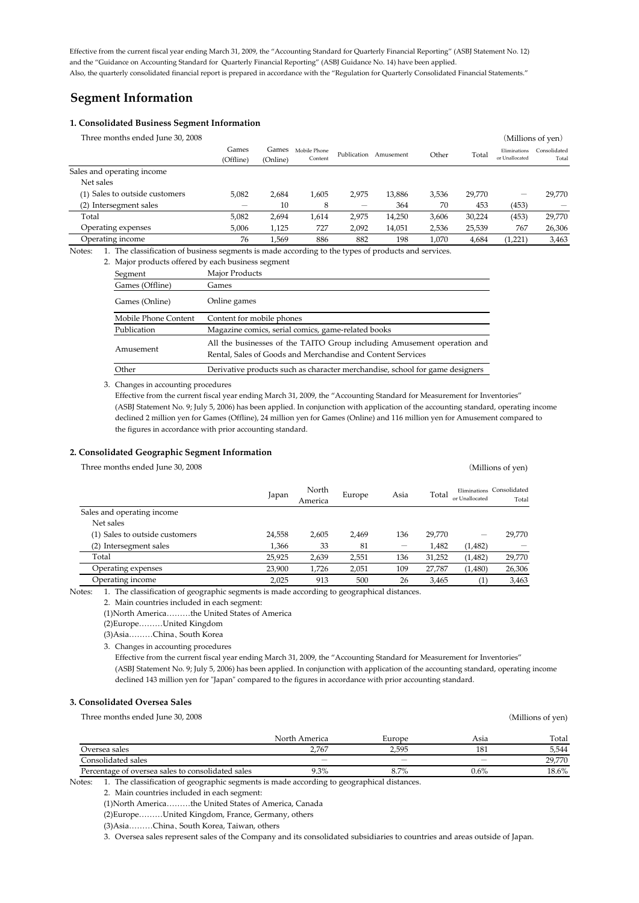Effective from the current fiscal year ending March 31, 2009, the "Accounting Standard for Quarterly Financial Reporting" (ASBJ Statement No. 12) and the "Guidance on Accounting Standard for Quarterly Financial Reporting" (ASBJ Guidance No. 14) have been applied.
Also, the quarterly consolidated financial report is prepared in accordance with the "Regulation for Quarterly Consolidated Financial Statements."

# Segment Information

### 1. Consolidated Business Segment Information

Three months ended June 30, 2008 (Millions of yen)

| | Games (Offline) | Games (Online) | Mobile Phone Content | Publication | Amusement | Other | Total | Eliminations or Unallocated | Consolidated Total |
|---|---|---|---|---|---|---|---|---|---|
| Sales and operating income | | | | | | | | | |
| Net sales | | | | | | | | | |
| (1) Sales to outside customers | 5,082 | 2,684 | 1,605 | 2,975 | 13,886 | 3,536 | 29,770 | — | 29,770 |
| (2) Intersegment sales | — | 10 | 8 | — | 364 | 70 | 453 | (453) | — |
| Total | 5,082 | 2,694 | 1,614 | 2,975 | 14,250 | 3,606 | 30,224 | (453) | 29,770 |
| Operating expenses | 5,006 | 1,125 | 727 | 2,092 | 14,051 | 2,536 | 25,539 | 767 | 26,306 |
| Operating income | 76 | 1,569 | 886 | 882 | 198 | 1,070 | 4,684 | (1,221) | 3,463 |

Notes:
1. The classification of business segments is made according to the types of products and services.
2. Major products offered by each business segment

| Segment | Major Products |
|---|---|
| Games (Offline) | Games |
| Games (Online) | Online games |
| Mobile Phone Content | Content for mobile phones |
| Publication | Magazine comics, serial comics, game-related books |
| Amusement | All the businesses of the TAITO Group including Amusement operation and Rental, Sales of Goods and Merchandise and Content Services |
| Other | Derivative products such as character merchandise, school for game designers |

3. Changes in accounting procedures
Effective from the current fiscal year ending March 31, 2009, the "Accounting Standard for Measurement for Inventories" (ASBJ Statement No. 9; July 5, 2006) has been applied. In conjunction with application of the accounting standard, operating income declined 2 million yen for Games (Offline), 24 million yen for Games (Online) and 116 million yen for Amusement compared to the figures in accordance with prior accounting standard.

### 2. Consolidated Geographic Segment Information

Three months ended June 30, 2008 (Millions of yen)

| | Japan | North America | Europe | Asia | Total | Eliminations or Unallocated | Consolidated Total |
|---|---|---|---|---|---|---|---|
| Sales and operating income | | | | | | | |
| Net sales | | | | | | | |
| (1) Sales to outside customers | 24,558 | 2,605 | 2,469 | 136 | 29,770 | — | 29,770 |
| (2) Intersegment sales | 1,366 | 33 | 81 | — | 1,482 | (1,482) | — |
| Total | 25,925 | 2,639 | 2,551 | 136 | 31,252 | (1,482) | 29,770 |
| Operating expenses | 23,900 | 1,726 | 2,051 | 109 | 27,787 | (1,480) | 26,306 |
| Operating income | 2,025 | 913 | 500 | 26 | 3,465 | (1) | 3,463 |

Notes:
1. The classification of geographic segments is made according to geographical distances.
2. Main countries included in each segment:
(1)North America………the United States of America
(2)Europe………United Kingdom
(3)Asia………China、South Korea
3. Changes in accounting procedures
Effective from the current fiscal year ending March 31, 2009, the "Accounting Standard for Measurement for Inventories" (ASBJ Statement No. 9; July 5, 2006) has been applied. In conjunction with application of the accounting standard, operating income declined 143 million yen for "Japan" compared to the figures in accordance with prior accounting standard.

### 3. Consolidated Oversea Sales

Three months ended June 30, 2008 (Millions of yen)

| | North America | Europe | Asia | Total |
|---|---|---|---|---|
| Oversea sales | 2,767 | 2,595 | 181 | 5,544 |
| Consolidated sales | — | — | — | 29,770 |
| Percentage of oversea sales to consolidated sales | 9.3% | 8.7% | 0.6% | 18.6% |

Notes:
1. The classification of geographic segments is made according to geographical distances.
2. Main countries included in each segment:
(1)North America………the United States of America, Canada
(2)Europe………United Kingdom, France, Germany, others
(3)Asia………China、South Korea, Taiwan, others
3. Oversea sales represent sales of the Company and its consolidated subsidiaries to countries and areas outside of Japan.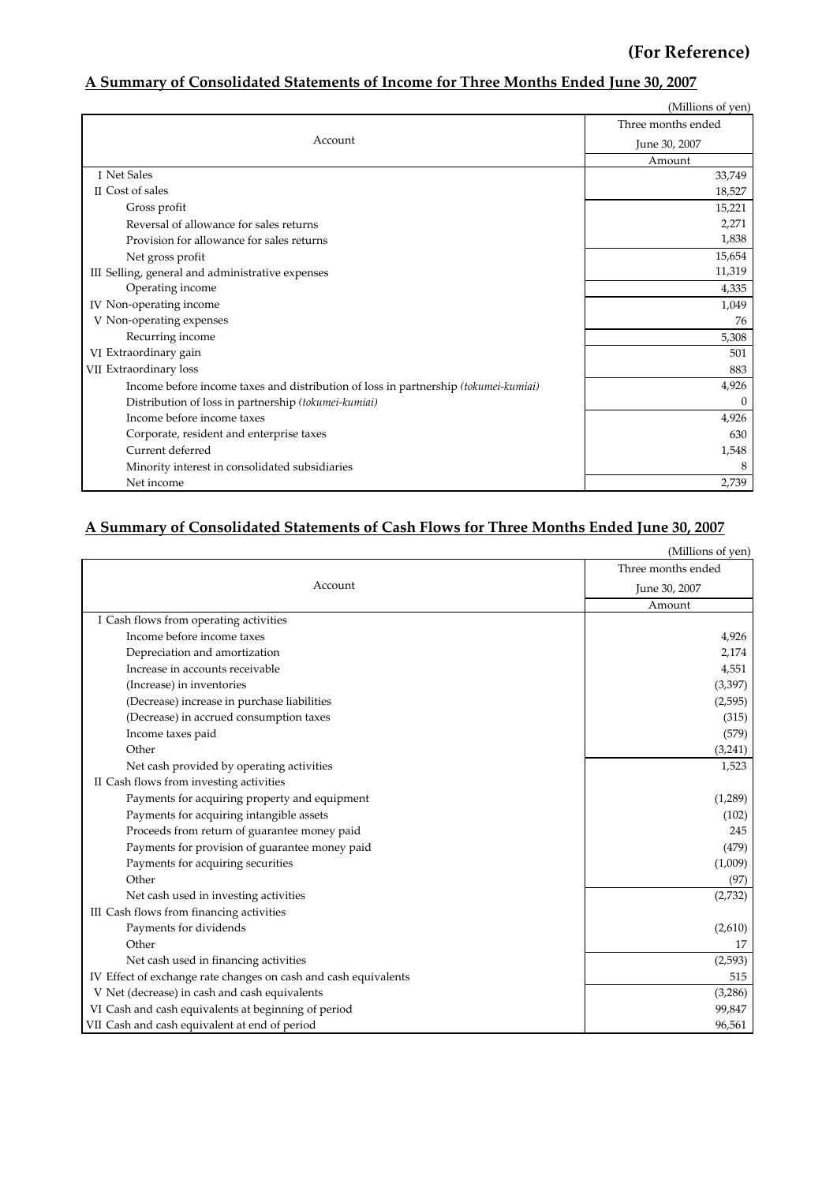**(For Reference)**

## A Summary of Consolidated Statements of Income for Three Months Ended June 30, 2007

(Millions of yen)

| Account | Three months ended June 30, 2007 |
|---|---|
| | Amount |
| I Net Sales | 33,749 |
| II Cost of sales | 18,527 |
| Gross profit | 15,221 |
| Reversal of allowance for sales returns | 2,271 |
| Provision for allowance for sales returns | 1,838 |
| Net gross profit | 15,654 |
| III Selling, general and administrative expenses | 11,319 |
| Operating income | 4,335 |
| IV Non-operating income | 1,049 |
| V Non-operating expenses | 76 |
| Recurring income | 5,308 |
| VI Extraordinary gain | 501 |
| VII Extraordinary loss | 883 |
| Income before income taxes and distribution of loss in partnership *(tokumei-kumiai)* | 4,926 |
| Distribution of loss in partnership *(tokumei-kumiai)* | 0 |
| Income before income taxes | 4,926 |
| Corporate, resident and enterprise taxes | 630 |
| Current deferred | 1,548 |
| Minority interest in consolidated subsidiaries | 8 |
| Net income | 2,739 |

## A Summary of Consolidated Statements of Cash Flows for Three Months Ended June 30, 2007

(Millions of yen)

| Account | Three months ended June 30, 2007 |
|---|---|
| | Amount |
| I Cash flows from operating activities | |
| Income before income taxes | 4,926 |
| Depreciation and amortization | 2,174 |
| Increase in accounts receivable | 4,551 |
| (Increase) in inventories | (3,397) |
| (Decrease) increase in purchase liabilities | (2,595) |
| (Decrease) in accrued consumption taxes | (315) |
| Income taxes paid | (579) |
| Other | (3,241) |
| Net cash provided by operating activities | 1,523 |
| II Cash flows from investing activities | |
| Payments for acquiring property and equipment | (1,289) |
| Payments for acquiring intangible assets | (102) |
| Proceeds from return of guarantee money paid | 245 |
| Payments for provision of guarantee money paid | (479) |
| Payments for acquiring securities | (1,009) |
| Other | (97) |
| Net cash used in investing activities | (2,732) |
| III Cash flows from financing activities | |
| Payments for dividends | (2,610) |
| Other | 17 |
| Net cash used in financing activities | (2,593) |
| IV Effect of exchange rate changes on cash and cash equivalents | 515 |
| V Net (decrease) in cash and cash equivalents | (3,286) |
| VI Cash and cash equivalents at beginning of period | 99,847 |
| VII Cash and cash equivalent at end of period | 96,561 |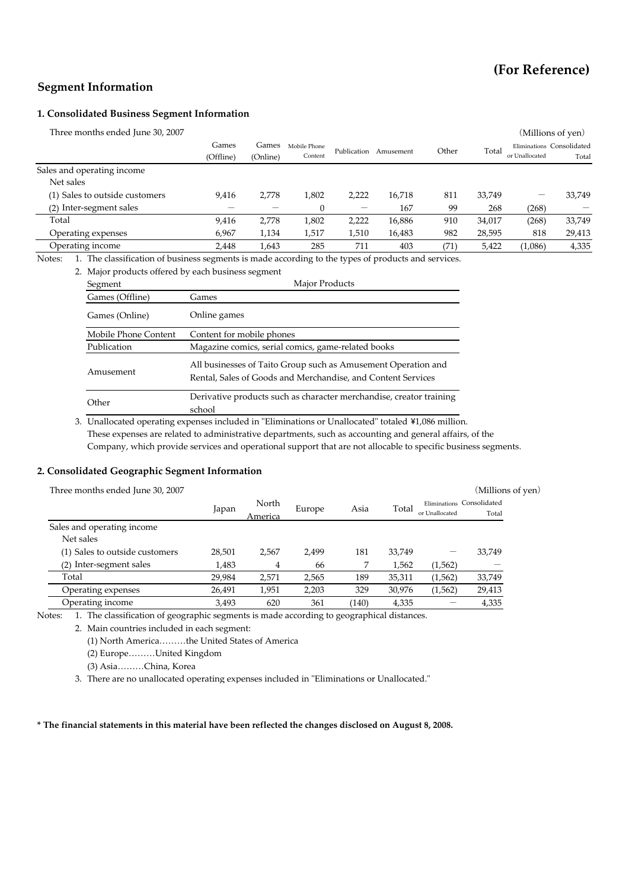# (For Reference)

## Segment Information

### 1. Consolidated Business Segment Information

Three months ended June 30, 2007 (Millions of yen)

| | Games (Offline) | Games (Online) | Mobile Phone Content | Publication | Amusement | Other | Total | Eliminations or Unallocated | Consolidated Total |
|---|---|---|---|---|---|---|---|---|---|
| Sales and operating income | | | | | | | | | |
| Net sales | | | | | | | | | |
| (1) Sales to outside customers | 9,416 | 2,778 | 1,802 | 2,222 | 16,718 | 811 | 33,749 | — | 33,749 |
| (2) Inter-segment sales | — | — | 0 | — | 167 | 99 | 268 | (268) | — |
| Total | 9,416 | 2,778 | 1,802 | 2,222 | 16,886 | 910 | 34,017 | (268) | 33,749 |
| Operating expenses | 6,967 | 1,134 | 1,517 | 1,510 | 16,483 | 982 | 28,595 | 818 | 29,413 |
| Operating income | 2,448 | 1,643 | 285 | 711 | 403 | (71) | 5,422 | (1,086) | 4,335 |

Notes:
1. The classification of business segments is made according to the types of products and services.
2. Major products offered by each business segment

| Segment | Major Products |
|---|---|
| Games (Offline) | Games |
| Games (Online) | Online games |
| Mobile Phone Content | Content for mobile phones |
| Publication | Magazine comics, serial comics, game-related books |
| Amusement | All businesses of Taito Group such as Amusement Operation and Rental, Sales of Goods and Merchandise, and Content Services |
| Other | Derivative products such as character merchandise, creator training school |

3. Unallocated operating expenses included in "Eliminations or Unallocated" totaled ¥1,086 million. These expenses are related to administrative departments, such as accounting and general affairs, of the Company, which provide services and operational support that are not allocable to specific business segments.

### 2. Consolidated Geographic Segment Information

Three months ended June 30, 2007 (Millions of yen)

| | Japan | North America | Europe | Asia | Total | Eliminations or Unallocated | Consolidated Total |
|---|---|---|---|---|---|---|---|
| Sales and operating income | | | | | | | |
| Net sales | | | | | | | |
| (1) Sales to outside customers | 28,501 | 2,567 | 2,499 | 181 | 33,749 | — | 33,749 |
| (2) Inter-segment sales | 1,483 | 4 | 66 | 7 | 1,562 | (1,562) | — |
| Total | 29,984 | 2,571 | 2,565 | 189 | 35,311 | (1,562) | 33,749 |
| Operating expenses | 26,491 | 1,951 | 2,203 | 329 | 30,976 | (1,562) | 29,413 |
| Operating income | 3,493 | 620 | 361 | (140) | 4,335 | — | 4,335 |

Notes:
1. The classification of geographic segments is made according to geographical distances.
2. Main countries included in each segment:
   (1) North America………the United States of America
   (2) Europe………United Kingdom
   (3) Asia………China, Korea
3. There are no unallocated operating expenses included in "Eliminations or Unallocated."

**\* The financial statements in this material have been reflected the changes disclosed on August 8, 2008.**